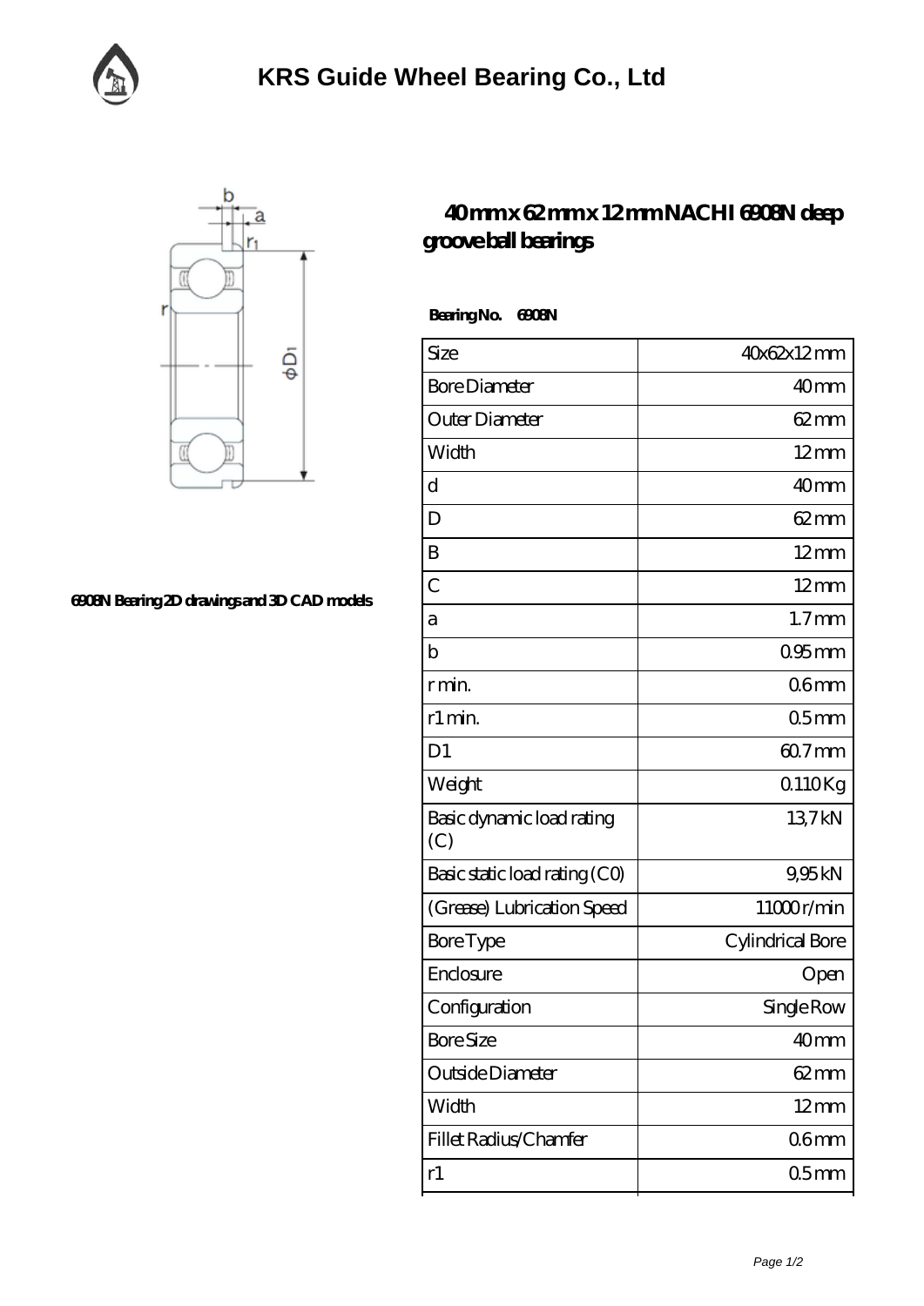# KRS Guide Wheel Bearing Co., Ltd

6908N Bearing 2D drawings and 3D CAD models

## 40 mm x 62 mm x 12 mm NACHI 6908N deep groove ball bearings

**Bearing No. 6908N**

| | |
|---|---|
| Size | 40x62x12 mm |
| Bore Diameter | 40 mm |
| Outer Diameter | 62 mm |
| Width | 12 mm |
| d | 40 mm |
| D | 62 mm |
| B | 12 mm |
| C | 12 mm |
| a | 1.7 mm |
| b | 0.95 mm |
| r min. | 0.6 mm |
| r1 min. | 0.5 mm |
| D1 | 60.7 mm |
| Weight | 0.110 Kg |
| Basic dynamic load rating (C) | 13,7 kN |
| Basic static load rating (C0) | 9,95 kN |
| (Grease) Lubrication Speed | 11000 r/min |
| Bore Type | Cylindrical Bore |
| Enclosure | Open |
| Configuration | Single Row |
| Bore Size | 40 mm |
| Outside Diameter | 62 mm |
| Width | 12 mm |
| Fillet Radius/Chamfer | 0.6 mm |
| r1 | 0.5 mm |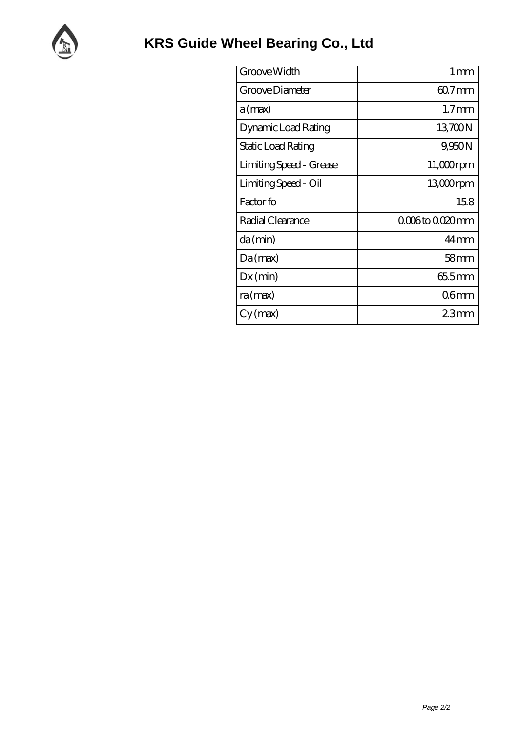| | |
|---|---|
| Groove Width | 1 mm |
| Groove Diameter | 60.7 mm |
| a (max) | 1.7 mm |
| Dynamic Load Rating | 13,700 N |
| Static Load Rating | 9,950 N |
| Limiting Speed - Grease | 11,000 rpm |
| Limiting Speed - Oil | 13,000 rpm |
| Factor fo | 15.8 |
| Radial Clearance | 0.006 to 0.020 mm |
| da (min) | 44 mm |
| Da (max) | 58 mm |
| Dx (min) | 65.5 mm |
| ra (max) | 0.6 mm |
| Cy (max) | 2.3 mm |